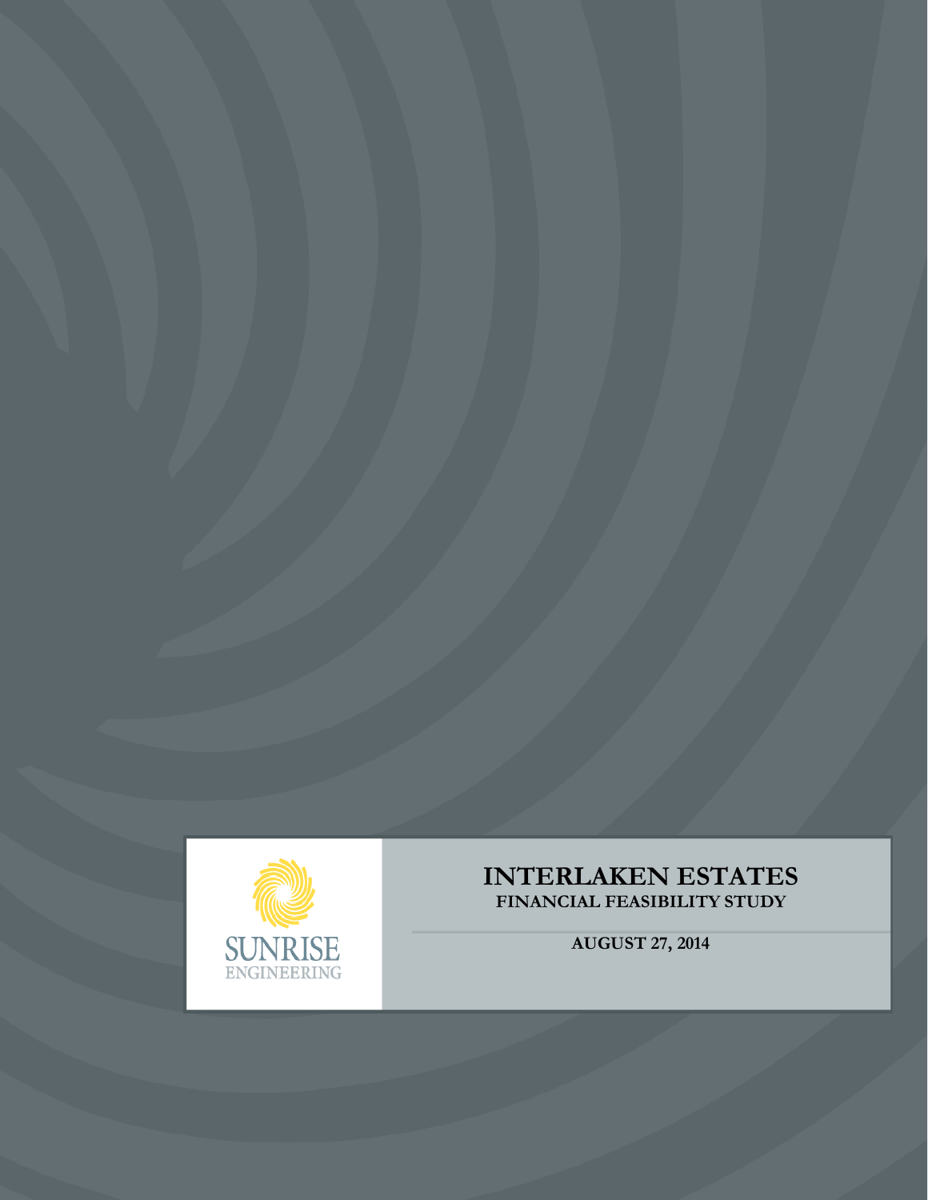SUNRISE ENGINEERING

# INTERLAKEN ESTATES

## FINANCIAL FEASIBILITY STUDY

**AUGUST 27, 2014**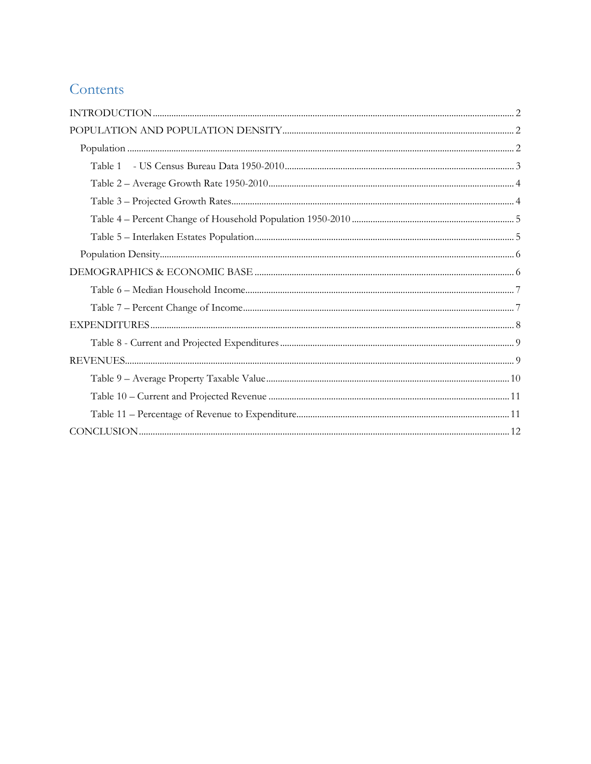# Contents

INTRODUCTION .......... 2

POPULATION AND POPULATION DENSITY .......... 2

- Population .......... 2
  - Table 1 - US Census Bureau Data 1950-2010 .......... 3
  - Table 2 – Average Growth Rate 1950-2010 .......... 4
  - Table 3 – Projected Growth Rates .......... 4
  - Table 4 – Percent Change of Household Population 1950-2010 .......... 5
  - Table 5 – Interlaken Estates Population .......... 5
- Population Density .......... 6

DEMOGRAPHICS & ECONOMIC BASE .......... 6

- Table 6 – Median Household Income .......... 7
- Table 7 – Percent Change of Income .......... 7

EXPENDITURES .......... 8

- Table 8 - Current and Projected Expenditures .......... 9

REVENUES .......... 9

- Table 9 – Average Property Taxable Value .......... 10
- Table 10 – Current and Projected Revenue .......... 11
- Table 11 – Percentage of Revenue to Expenditure .......... 11

CONCLUSION .......... 12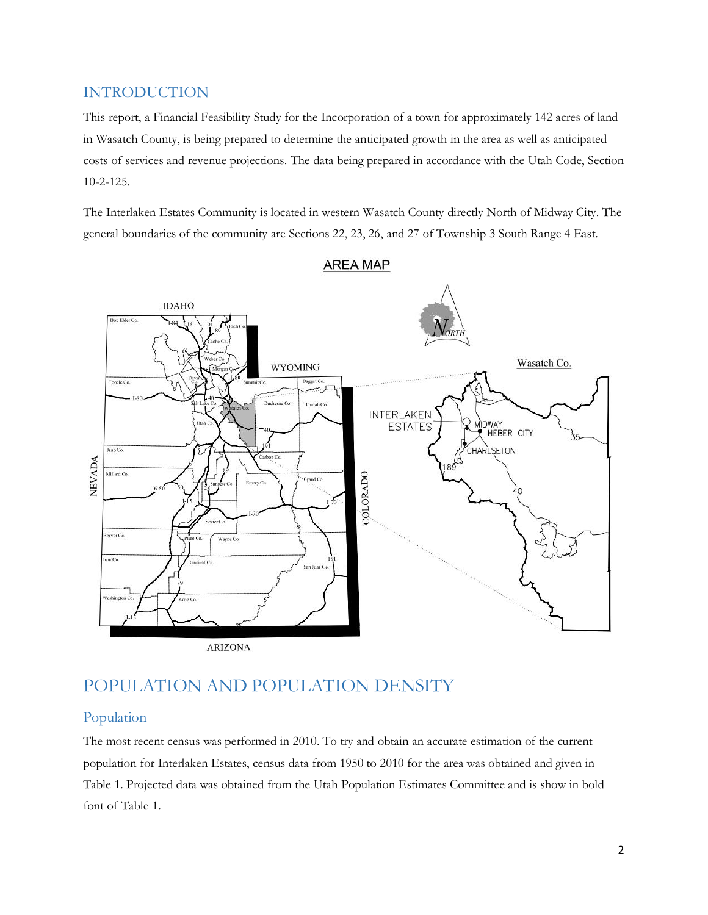## INTRODUCTION

This report, a Financial Feasibility Study for the Incorporation of a town for approximately 142 acres of land in Wasatch County, is being prepared to determine the anticipated growth in the area as well as anticipated costs of services and revenue projections. The data being prepared in accordance with the Utah Code, Section 10-2-125.

The Interlaken Estates Community is located in western Wasatch County directly North of Midway City. The general boundaries of the community are Sections 22, 23, 26, and 27 of Township 3 South Range 4 East.

AREA MAP

# POPULATION AND POPULATION DENSITY

## Population

The most recent census was performed in 2010. To try and obtain an accurate estimation of the current population for Interlaken Estates, census data from 1950 to 2010 for the area was obtained and given in Table 1. Projected data was obtained from the Utah Population Estimates Committee and is show in bold font of Table 1.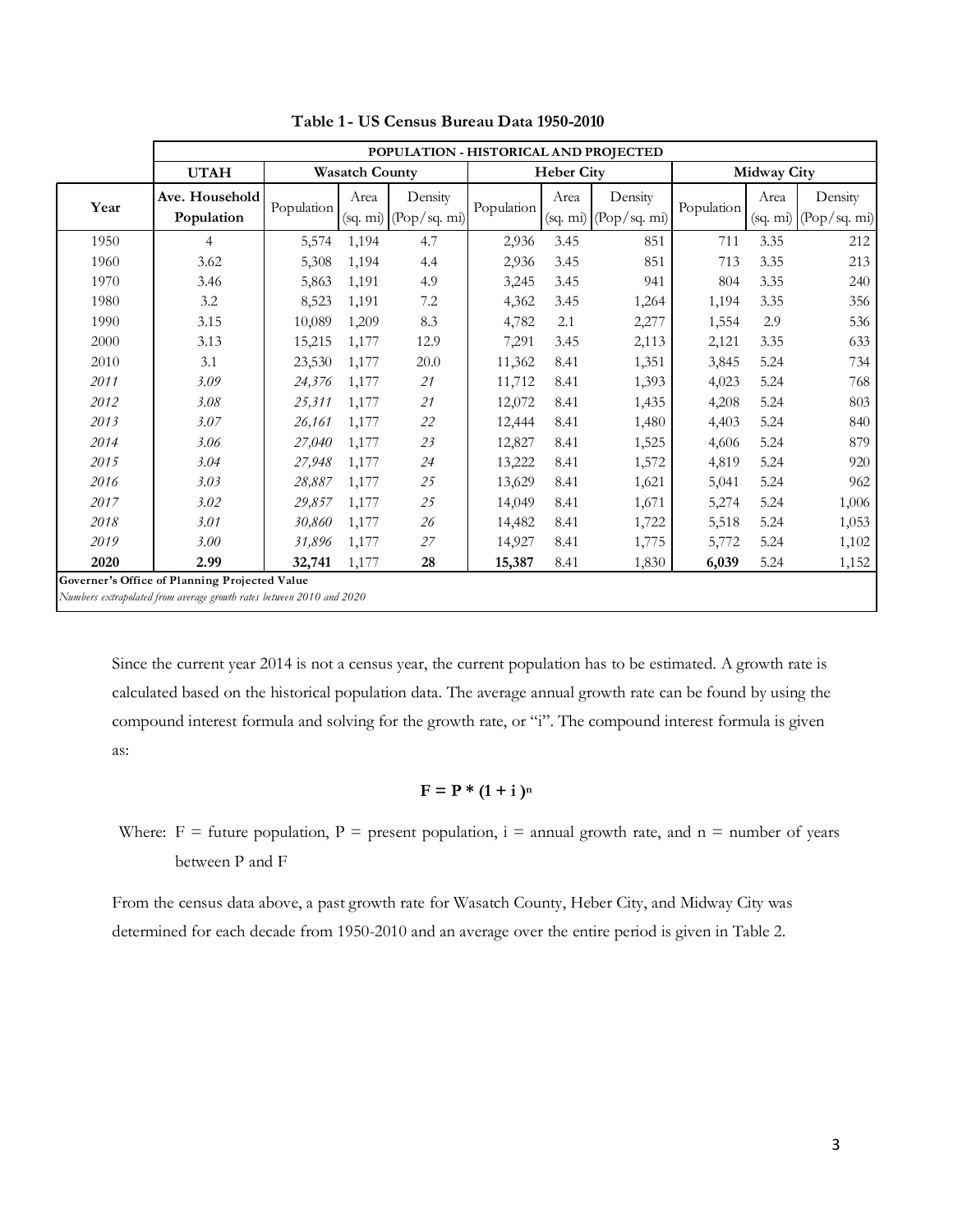**Table 1 - US Census Bureau Data 1950-2010**

| | POPULATION - HISTORICAL AND PROJECTED | | | | | | | | | |
|---|---|---|---|---|---|---|---|---|---|---|
| | **UTAH** | **Wasatch County** | | | **Heber City** | | | **Midway City** | | |
| **Year** | **Ave. Household Population** | Population | Area (sq. mi) | Density (Pop/sq. mi) | Population | Area (sq. mi) | Density (Pop/sq. mi) | Population | Area (sq. mi) | Density (Pop/sq. mi) |
| 1950 | 4 | 5,574 | 1,194 | 4.7 | 2,936 | 3.45 | 851 | 711 | 3.35 | 212 |
| 1960 | 3.62 | 5,308 | 1,194 | 4.4 | 2,936 | 3.45 | 851 | 713 | 3.35 | 213 |
| 1970 | 3.46 | 5,863 | 1,191 | 4.9 | 3,245 | 3.45 | 941 | 804 | 3.35 | 240 |
| 1980 | 3.2 | 8,523 | 1,191 | 7.2 | 4,362 | 3.45 | 1,264 | 1,194 | 3.35 | 356 |
| 1990 | 3.15 | 10,089 | 1,209 | 8.3 | 4,782 | 2.1 | 2,277 | 1,554 | 2.9 | 536 |
| 2000 | 3.13 | 15,215 | 1,177 | 12.9 | 7,291 | 3.45 | 2,113 | 2,121 | 3.35 | 633 |
| 2010 | 3.1 | 23,530 | 1,177 | 20.0 | 11,362 | 8.41 | 1,351 | 3,845 | 5.24 | 734 |
| *2011* | *3.09* | *24,376* | 1,177 | *21* | 11,712 | 8.41 | 1,393 | 4,023 | 5.24 | 768 |
| *2012* | *3.08* | *25,311* | 1,177 | *21* | 12,072 | 8.41 | 1,435 | 4,208 | 5.24 | 803 |
| *2013* | *3.07* | *26,161* | 1,177 | *22* | 12,444 | 8.41 | 1,480 | 4,403 | 5.24 | 840 |
| *2014* | *3.06* | *27,040* | 1,177 | *23* | 12,827 | 8.41 | 1,525 | 4,606 | 5.24 | 879 |
| *2015* | *3.04* | *27,948* | 1,177 | *24* | 13,222 | 8.41 | 1,572 | 4,819 | 5.24 | 920 |
| *2016* | *3.03* | *28,887* | 1,177 | *25* | 13,629 | 8.41 | 1,621 | 5,041 | 5.24 | 962 |
| *2017* | *3.02* | *29,857* | 1,177 | *25* | 14,049 | 8.41 | 1,671 | 5,274 | 5.24 | 1,006 |
| *2018* | *3.01* | *30,860* | 1,177 | *26* | 14,482 | 8.41 | 1,722 | 5,518 | 5.24 | 1,053 |
| *2019* | *3.00* | *31,896* | 1,177 | *27* | 14,927 | 8.41 | 1,775 | 5,772 | 5.24 | 1,102 |
| **2020** | **2.99** | **32,741** | 1,177 | **28** | **15,387** | 8.41 | 1,830 | **6,039** | 5.24 | 1,152 |

**Governer's Office of Planning Projected Value**
*Numbers extrapolated from average growth rates between 2010 and 2020*

Since the current year 2014 is not a census year, the current population has to be estimated. A growth rate is calculated based on the historical population data. The average annual growth rate can be found by using the compound interest formula and solving for the growth rate, or "i". The compound interest formula is given as:

$$F = P * (1 + i)^n$$

Where: $F$ = future population, $P$ = present population, $i$ = annual growth rate, and $n$ = number of years between P and F

From the census data above, a past growth rate for Wasatch County, Heber City, and Midway City was determined for each decade from 1950-2010 and an average over the entire period is given in Table 2.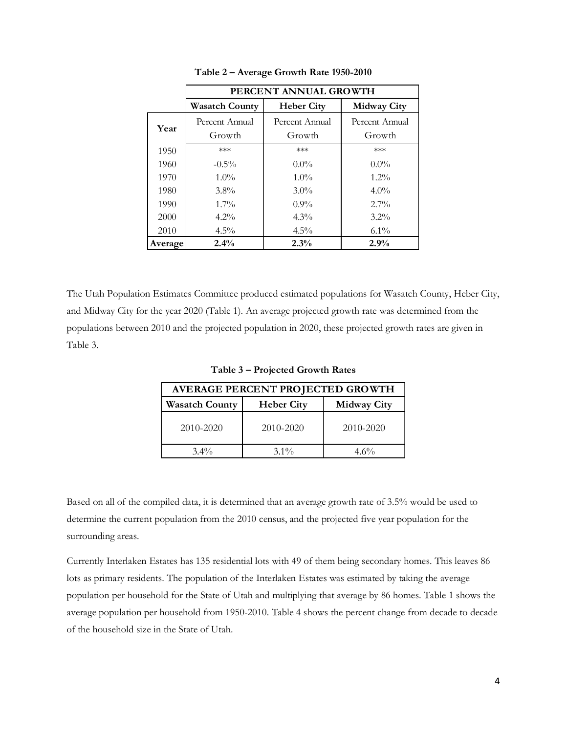**Table 2 – Average Growth Rate 1950-2010**

| | PERCENT ANNUAL GROWTH | | |
|---|---|---|---|
| | **Wasatch County** | **Heber City** | **Midway City** |
| **Year** | Percent Annual Growth | Percent Annual Growth | Percent Annual Growth |
| 1950 | *** | *** | *** |
| 1960 | -0.5% | 0.0% | 0.0% |
| 1970 | 1.0% | 1.0% | 1.2% |
| 1980 | 3.8% | 3.0% | 4.0% |
| 1990 | 1.7% | 0.9% | 2.7% |
| 2000 | 4.2% | 4.3% | 3.2% |
| 2010 | 4.5% | 4.5% | 6.1% |
| **Average** | **2.4%** | **2.3%** | **2.9%** |

The Utah Population Estimates Committee produced estimated populations for Wasatch County, Heber City, and Midway City for the year 2020 (Table 1). An average projected growth rate was determined from the populations between 2010 and the projected population in 2020, these projected growth rates are given in Table 3.

**Table 3 – Projected Growth Rates**

| AVERAGE PERCENT PROJECTED GROWTH | | |
|---|---|---|
| **Wasatch County** | **Heber City** | **Midway City** |
| 2010-2020 | 2010-2020 | 2010-2020 |
| 3.4% | 3.1% | 4.6% |

Based on all of the compiled data, it is determined that an average growth rate of 3.5% would be used to determine the current population from the 2010 census, and the projected five year population for the surrounding areas.

Currently Interlaken Estates has 135 residential lots with 49 of them being secondary homes. This leaves 86 lots as primary residents. The population of the Interlaken Estates was estimated by taking the average population per household for the State of Utah and multiplying that average by 86 homes. Table 1 shows the average population per household from 1950-2010. Table 4 shows the percent change from decade to decade of the household size in the State of Utah.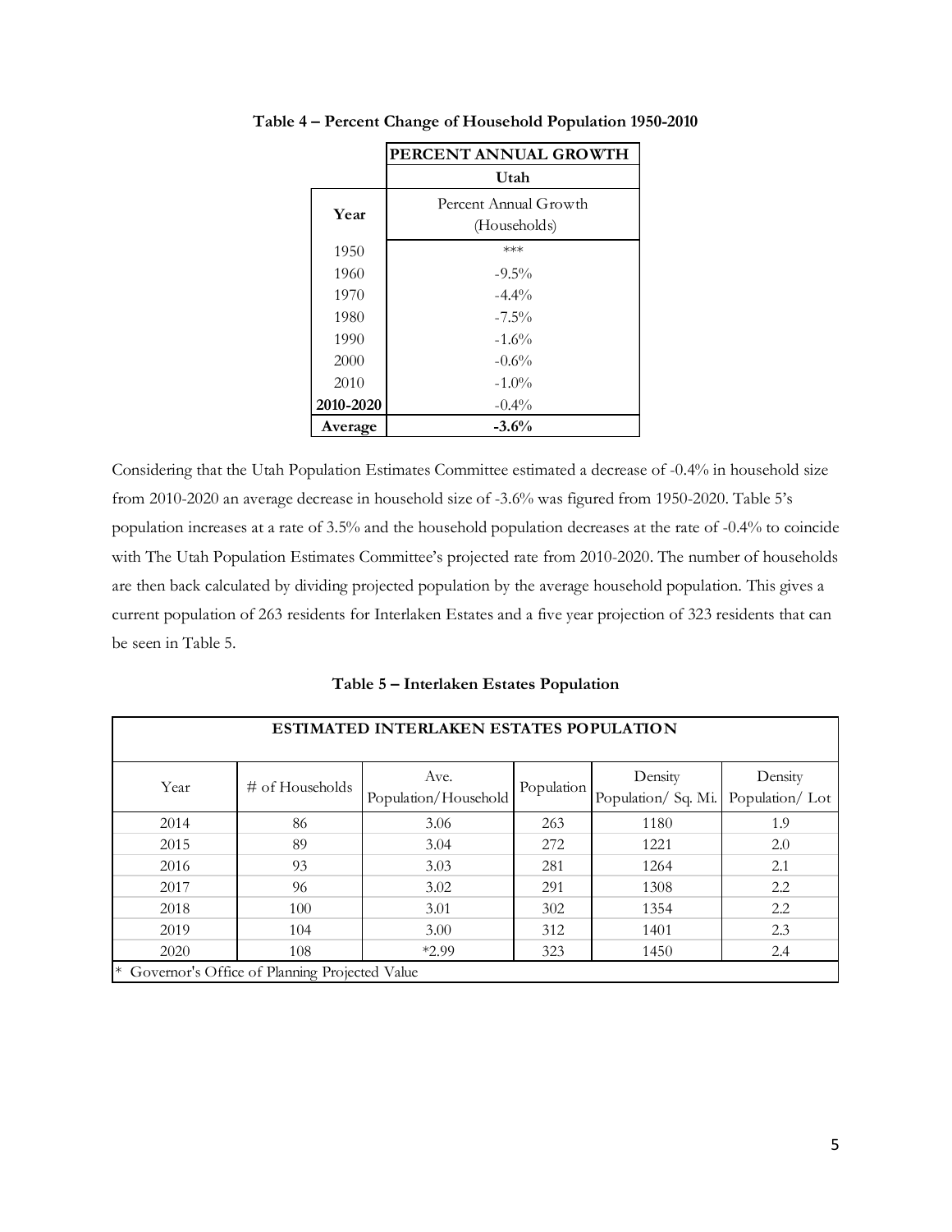**Table 4 – Percent Change of Household Population 1950-2010**

| | PERCENT ANNUAL GROWTH |
|---|---|
| | Utah |
| Year | Percent Annual Growth (Households) |
| 1950 | *** |
| 1960 | -9.5% |
| 1970 | -4.4% |
| 1980 | -7.5% |
| 1990 | -1.6% |
| 2000 | -0.6% |
| 2010 | -1.0% |
| **2010-2020** | -0.4% |
| **Average** | **-3.6%** |

Considering that the Utah Population Estimates Committee estimated a decrease of -0.4% in household size from 2010-2020 an average decrease in household size of -3.6% was figured from 1950-2020. Table 5's population increases at a rate of 3.5% and the household population decreases at the rate of -0.4% to coincide with The Utah Population Estimates Committee's projected rate from 2010-2020. The number of households are then back calculated by dividing projected population by the average household population. This gives a current population of 263 residents for Interlaken Estates and a five year projection of 323 residents that can be seen in Table 5.

**Table 5 – Interlaken Estates Population**

| ESTIMATED INTERLAKEN ESTATES POPULATION | | | | | |
|---|---|---|---|---|---|
| Year | # of Households | Ave. Population/Household | Population | Density Population/ Sq. Mi. | Density Population/ Lot |
| 2014 | 86 | 3.06 | 263 | 1180 | 1.9 |
| 2015 | 89 | 3.04 | 272 | 1221 | 2.0 |
| 2016 | 93 | 3.03 | 281 | 1264 | 2.1 |
| 2017 | 96 | 3.02 | 291 | 1308 | 2.2 |
| 2018 | 100 | 3.01 | 302 | 1354 | 2.2 |
| 2019 | 104 | 3.00 | 312 | 1401 | 2.3 |
| 2020 | 108 | *2.99 | 323 | 1450 | 2.4 |

\* Governor's Office of Planning Projected Value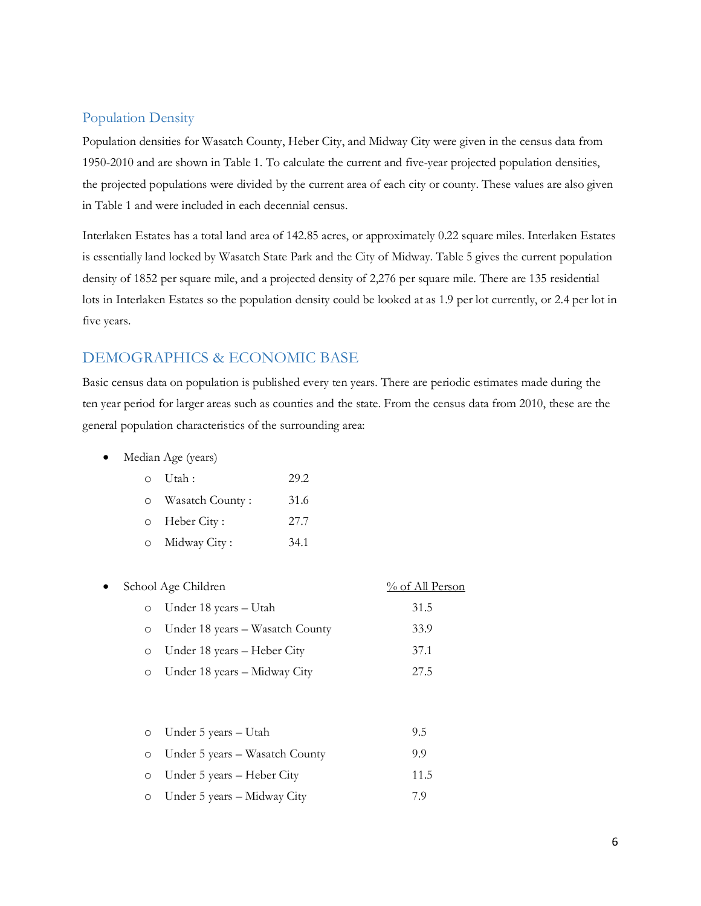## Population Density

Population densities for Wasatch County, Heber City, and Midway City were given in the census data from 1950-2010 and are shown in Table 1. To calculate the current and five-year projected population densities, the projected populations were divided by the current area of each city or county. These values are also given in Table 1 and were included in each decennial census.

Interlaken Estates has a total land area of 142.85 acres, or approximately 0.22 square miles. Interlaken Estates is essentially land locked by Wasatch State Park and the City of Midway. Table 5 gives the current population density of 1852 per square mile, and a projected density of 2,276 per square mile. There are 135 residential lots in Interlaken Estates so the population density could be looked at as 1.9 per lot currently, or 2.4 per lot in five years.

# DEMOGRAPHICS & ECONOMIC BASE

Basic census data on population is published every ten years. There are periodic estimates made during the ten year period for larger areas such as counties and the state. From the census data from 2010, these are the general population characteristics of the surrounding area:

- Median Age (years)
  - Utah : 29.2
  - Wasatch County : 31.6
  - Heber City : 27.7
  - Midway City : 34.1

- School Age Children — <u>% of All Person</u>
  - Under 18 years – Utah: 31.5
  - Under 18 years – Wasatch County: 33.9
  - Under 18 years – Heber City: 37.1
  - Under 18 years – Midway City: 27.5

  - Under 5 years – Utah: 9.5
  - Under 5 years – Wasatch County: 9.9
  - Under 5 years – Heber City: 11.5
  - Under 5 years – Midway City: 7.9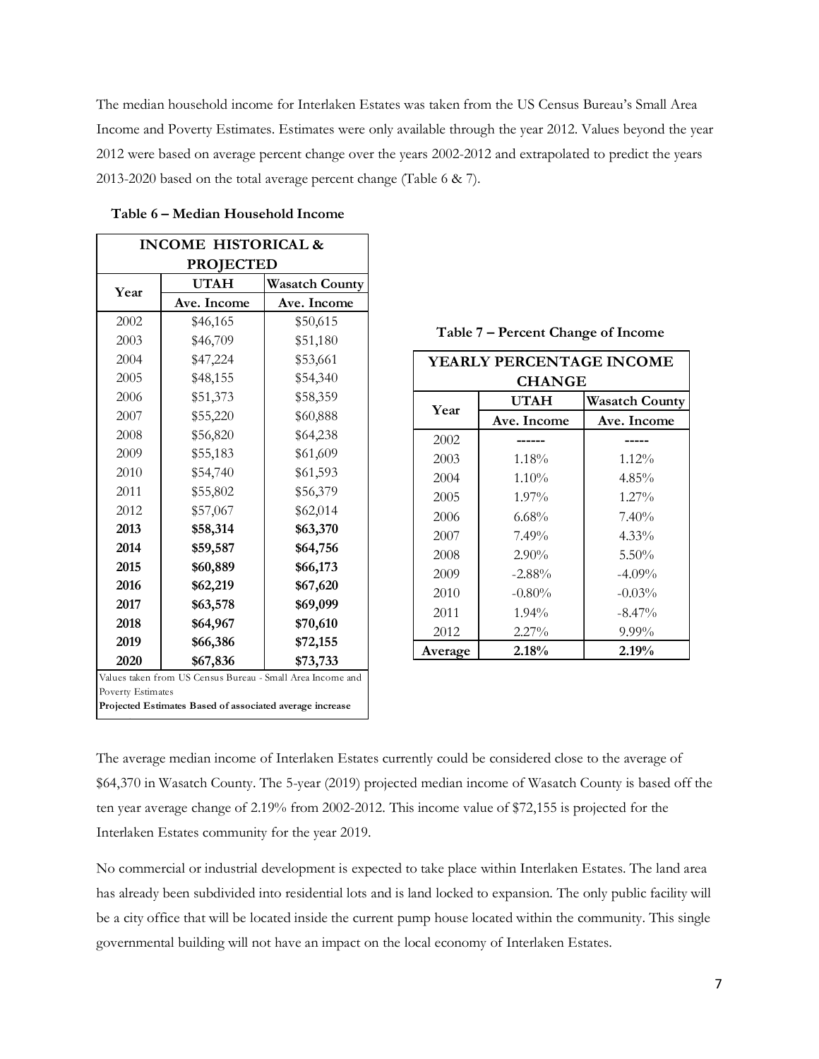The median household income for Interlaken Estates was taken from the US Census Bureau's Small Area Income and Poverty Estimates. Estimates were only available through the year 2012. Values beyond the year 2012 were based on average percent change over the years 2002-2012 and extrapolated to predict the years 2013-2020 based on the total average percent change (Table 6 & 7).

**Table 6 – Median Household Income**

| INCOME HISTORICAL & PROJECTED | | |
|---|---|---|
| Year | UTAH | Wasatch County |
| | Ave. Income | Ave. Income |
| 2002 | $46,165 | $50,615 |
| 2003 | $46,709 | $51,180 |
| 2004 | $47,224 | $53,661 |
| 2005 | $48,155 | $54,340 |
| 2006 | $51,373 | $58,359 |
| 2007 | $55,220 | $60,888 |
| 2008 | $56,820 | $64,238 |
| 2009 | $55,183 | $61,609 |
| 2010 | $54,740 | $61,593 |
| 2011 | $55,802 | $56,379 |
| 2012 | $57,067 | $62,014 |
| **2013** | **$58,314** | **$63,370** |
| **2014** | **$59,587** | **$64,756** |
| **2015** | **$60,889** | **$66,173** |
| **2016** | **$62,219** | **$67,620** |
| **2017** | **$63,578** | **$69,099** |
| **2018** | **$64,967** | **$70,610** |
| **2019** | **$66,386** | **$72,155** |
| **2020** | **$67,836** | **$73,733** |

Values taken from US Census Bureau - Small Area Income and Poverty Estimates

**Projected Estimates Based of associated average increase**

**Table 7 – Percent Change of Income**

| YEARLY PERCENTAGE INCOME CHANGE | | |
|---|---|---|
| Year | UTAH | Wasatch County |
| | Ave. Income | Ave. Income |
| 2002 | ------ | ----- |
| 2003 | 1.18% | 1.12% |
| 2004 | 1.10% | 4.85% |
| 2005 | 1.97% | 1.27% |
| 2006 | 6.68% | 7.40% |
| 2007 | 7.49% | 4.33% |
| 2008 | 2.90% | 5.50% |
| 2009 | -2.88% | -4.09% |
| 2010 | -0.80% | -0.03% |
| 2011 | 1.94% | -8.47% |
| 2012 | 2.27% | 9.99% |
| **Average** | **2.18%** | **2.19%** |

The average median income of Interlaken Estates currently could be considered close to the average of $64,370 in Wasatch County. The 5-year (2019) projected median income of Wasatch County is based off the ten year average change of 2.19% from 2002-2012. This income value of $72,155 is projected for the Interlaken Estates community for the year 2019.

No commercial or industrial development is expected to take place within Interlaken Estates. The land area has already been subdivided into residential lots and is land locked to expansion. The only public facility will be a city office that will be located inside the current pump house located within the community. This single governmental building will not have an impact on the local economy of Interlaken Estates.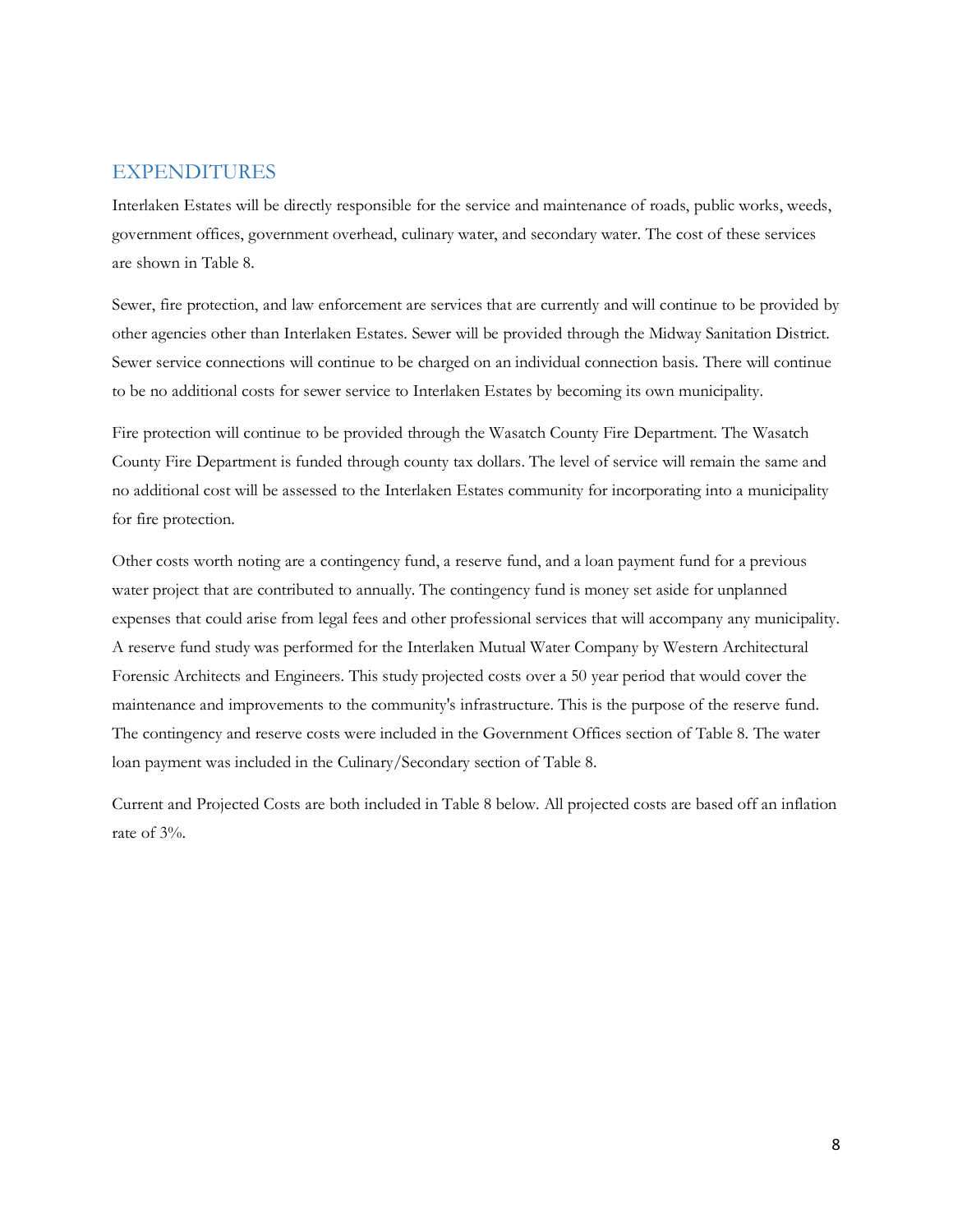## EXPENDITURES

Interlaken Estates will be directly responsible for the service and maintenance of roads, public works, weeds, government offices, government overhead, culinary water, and secondary water. The cost of these services are shown in Table 8.

Sewer, fire protection, and law enforcement are services that are currently and will continue to be provided by other agencies other than Interlaken Estates. Sewer will be provided through the Midway Sanitation District. Sewer service connections will continue to be charged on an individual connection basis. There will continue to be no additional costs for sewer service to Interlaken Estates by becoming its own municipality.

Fire protection will continue to be provided through the Wasatch County Fire Department. The Wasatch County Fire Department is funded through county tax dollars. The level of service will remain the same and no additional cost will be assessed to the Interlaken Estates community for incorporating into a municipality for fire protection.

Other costs worth noting are a contingency fund, a reserve fund, and a loan payment fund for a previous water project that are contributed to annually. The contingency fund is money set aside for unplanned expenses that could arise from legal fees and other professional services that will accompany any municipality. A reserve fund study was performed for the Interlaken Mutual Water Company by Western Architectural Forensic Architects and Engineers. This study projected costs over a 50 year period that would cover the maintenance and improvements to the community's infrastructure. This is the purpose of the reserve fund. The contingency and reserve costs were included in the Government Offices section of Table 8. The water loan payment was included in the Culinary/Secondary section of Table 8.

Current and Projected Costs are both included in Table 8 below. All projected costs are based off an inflation rate of 3%.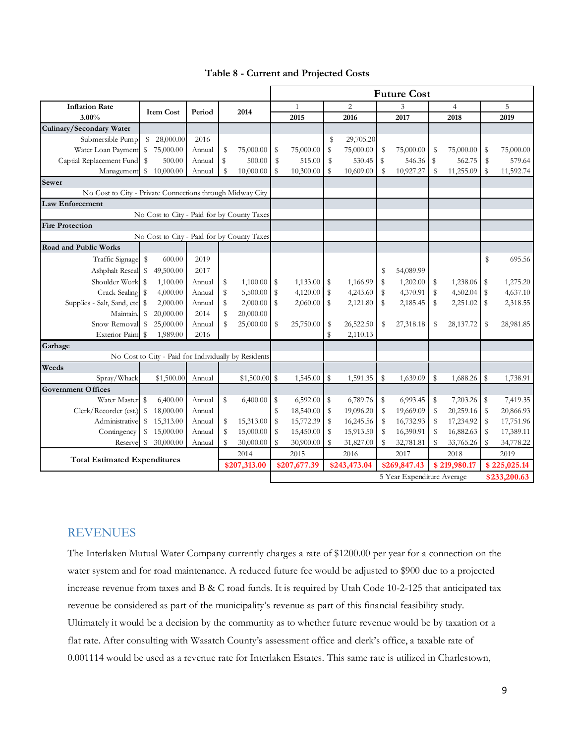**Table 8 - Current and Projected Costs**

| Inflation Rate 3.00% | Item Cost | Period | 2014 | Future Cost 1 2015 | 2 2016 | 3 2017 | 4 2018 | 5 2019 |
|---|---|---|---|---|---|---|---|---|
| **Culinary/Secondary Water** | | | | | | | | |
| Submersible Pump | $ 28,000.00 | 2016 | | | $ 29,705.20 | | | |
| Water Loan Payment | $ 75,000.00 | Annual | $ 75,000.00 | $ 75,000.00 | $ 75,000.00 | $ 75,000.00 | $ 75,000.00 | $ 75,000.00 |
| Captial Replacement Fund | $ 500.00 | Annual | $ 500.00 | $ 515.00 | $ 530.45 | $ 546.36 | $ 562.75 | $ 579.64 |
| Management | $ 10,000.00 | Annual | $ 10,000.00 | $ 10,300.00 | $ 10,609.00 | $ 10,927.27 | $ 11,255.09 | $ 11,592.74 |
| **Sewer** | | | | | | | | |
| No Cost to City - Private Connections through Midway City | | | | | | | | |
| **Law Enforcement** | | | | | | | | |
| No Cost to City - Paid for by County Taxes | | | | | | | | |
| **Fire Protection** | | | | | | | | |
| No Cost to City - Paid for by County Taxes | | | | | | | | |
| **Road and Public Works** | | | | | | | | |
| Traffic Signage | $ 600.00 | 2019 | | | | | | $ 695.56 |
| Ashphalt Reseal | $ 49,500.00 | 2017 | | | | $ 54,089.99 | | |
| Shoulder Work | $ 1,100.00 | Annual | $ 1,100.00 | $ 1,133.00 | $ 1,166.99 | $ 1,202.00 | $ 1,238.06 | $ 1,275.20 |
| Crack Sealing | $ 4,000.00 | Annual | $ 5,500.00 | $ 4,120.00 | $ 4,243.60 | $ 4,370.91 | $ 4,502.04 | $ 4,637.10 |
| Supplies - Salt, Sand, etc | $ 2,000.00 | Annual | $ 2,000.00 | $ 2,060.00 | $ 2,121.80 | $ 2,185.45 | $ 2,251.02 | $ 2,318.55 |
| Maintain. | $ 20,000.00 | 2014 | $ 20,000.00 | | | | | |
| Snow Removal | $ 25,000.00 | Annual | $ 25,000.00 | $ 25,750.00 | $ 26,522.50 | $ 27,318.18 | $ 28,137.72 | $ 28,981.85 |
| Exterior Paint | $ 1,989.00 | 2016 | | | $ 2,110.13 | | | |
| **Garbage** | | | | | | | | |
| No Cost to City - Paid for Individually by Residents | | | | | | | | |
| **Weeds** | | | | | | | | |
| Spray/Whack | $1,500.00 | Annual | $1,500.00 | $ 1,545.00 | $ 1,591.35 | $ 1,639.09 | $ 1,688.26 | $ 1,738.91 |
| **Government Offices** | | | | | | | | |
| Water Master | $ 6,400.00 | Annual | $ 6,400.00 | $ 6,592.00 | $ 6,789.76 | $ 6,993.45 | $ 7,203.26 | $ 7,419.35 |
| Clerk/Recorder (est.) | $ 18,000.00 | Annual | | $ 18,540.00 | $ 19,096.20 | $ 19,669.09 | $ 20,259.16 | $ 20,866.93 |
| Administrative | $ 15,313.00 | Annual | $ 15,313.00 | $ 15,772.39 | $ 16,245.56 | $ 16,732.93 | $ 17,234.92 | $ 17,751.96 |
| Contingency | $ 15,000.00 | Annual | $ 15,000.00 | $ 15,450.00 | $ 15,913.50 | $ 16,390.91 | $ 16,882.63 | $ 17,389.11 |
| Reserve | $ 30,000.00 | Annual | $ 30,000.00 | $ 30,900.00 | $ 31,827.00 | $ 32,781.81 | $ 33,765.26 | $ 34,778.22 |
| **Total Estimated Expenditures** | | | 2014 | 2015 | 2016 | 2017 | 2018 | 2019 |
| | | | $207,313.00 | $207,677.39 | $243,473.04 | $269,847.43 | $ 219,980.17 | $ 225,025.14 |
| | | | | | | 5 Year Expenditure Average | | $233,200.63 |

## REVENUES

The Interlaken Mutual Water Company currently charges a rate of $1200.00 per year for a connection on the water system and for road maintenance. A reduced future fee would be adjusted to $900 due to a projected increase revenue from taxes and B & C road funds. It is required by Utah Code 10-2-125 that anticipated tax revenue be considered as part of the municipality's revenue as part of this financial feasibility study. Ultimately it would be a decision by the community as to whether future revenue would be by taxation or a flat rate. After consulting with Wasatch County's assessment office and clerk's office, a taxable rate of 0.001114 would be used as a revenue rate for Interlaken Estates. This same rate is utilized in Charlestown,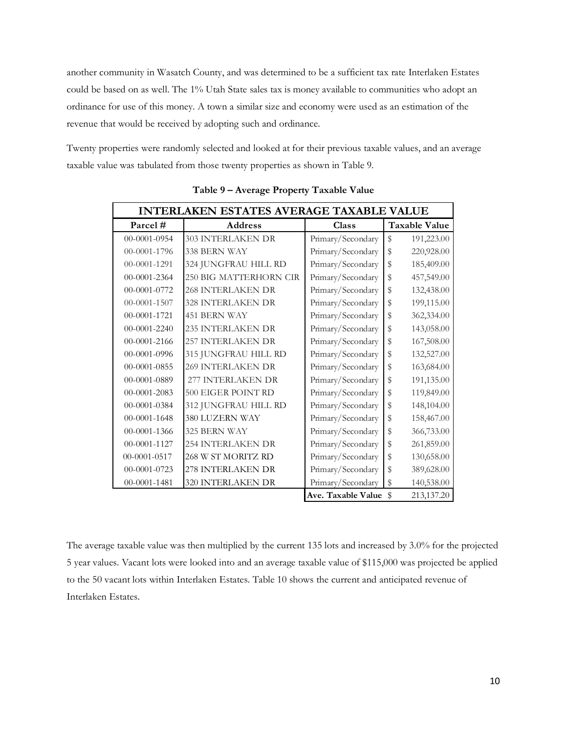another community in Wasatch County, and was determined to be a sufficient tax rate Interlaken Estates could be based on as well. The 1% Utah State sales tax is money available to communities who adopt an ordinance for use of this money. A town a similar size and economy were used as an estimation of the revenue that would be received by adopting such and ordinance.

Twenty properties were randomly selected and looked at for their previous taxable values, and an average taxable value was tabulated from those twenty properties as shown in Table 9.

**Table 9 – Average Property Taxable Value**

| INTERLAKEN ESTATES AVERAGE TAXABLE VALUE | | | |
|---|---|---|---|
| **Parcel #** | **Address** | **Class** | **Taxable Value** |
| 00-0001-0954 | 303 INTERLAKEN DR | Primary/Secondary | $ 191,223.00 |
| 00-0001-1796 | 338 BERN WAY | Primary/Secondary | $ 220,928.00 |
| 00-0001-1291 | 324 JUNGFRAU HILL RD | Primary/Secondary | $ 185,409.00 |
| 00-0001-2364 | 250 BIG MATTERHORN CIR | Primary/Secondary | $ 457,549.00 |
| 00-0001-0772 | 268 INTERLAKEN DR | Primary/Secondary | $ 132,438.00 |
| 00-0001-1507 | 328 INTERLAKEN DR | Primary/Secondary | $ 199,115.00 |
| 00-0001-1721 | 451 BERN WAY | Primary/Secondary | $ 362,334.00 |
| 00-0001-2240 | 235 INTERLAKEN DR | Primary/Secondary | $ 143,058.00 |
| 00-0001-2166 | 257 INTERLAKEN DR | Primary/Secondary | $ 167,508.00 |
| 00-0001-0996 | 315 JUNGFRAU HILL RD | Primary/Secondary | $ 132,527.00 |
| 00-0001-0855 | 269 INTERLAKEN DR | Primary/Secondary | $ 163,684.00 |
| 00-0001-0889 | 277 INTERLAKEN DR | Primary/Secondary | $ 191,135.00 |
| 00-0001-2083 | 500 EIGER POINT RD | Primary/Secondary | $ 119,849.00 |
| 00-0001-0384 | 312 JUNGFRAU HILL RD | Primary/Secondary | $ 148,104.00 |
| 00-0001-1648 | 380 LUZERN WAY | Primary/Secondary | $ 158,467.00 |
| 00-0001-1366 | 325 BERN WAY | Primary/Secondary | $ 366,733.00 |
| 00-0001-1127 | 254 INTERLAKEN DR | Primary/Secondary | $ 261,859.00 |
| 00-0001-0517 | 268 W ST MORITZ RD | Primary/Secondary | $ 130,658.00 |
| 00-0001-0723 | 278 INTERLAKEN DR | Primary/Secondary | $ 389,628.00 |
| 00-0001-1481 | 320 INTERLAKEN DR | Primary/Secondary | $ 140,538.00 |
| | | **Ave. Taxable Value** | $ 213,137.20 |

The average taxable value was then multiplied by the current 135 lots and increased by 3.0% for the projected 5 year values. Vacant lots were looked into and an average taxable value of $115,000 was projected be applied to the 50 vacant lots within Interlaken Estates. Table 10 shows the current and anticipated revenue of Interlaken Estates.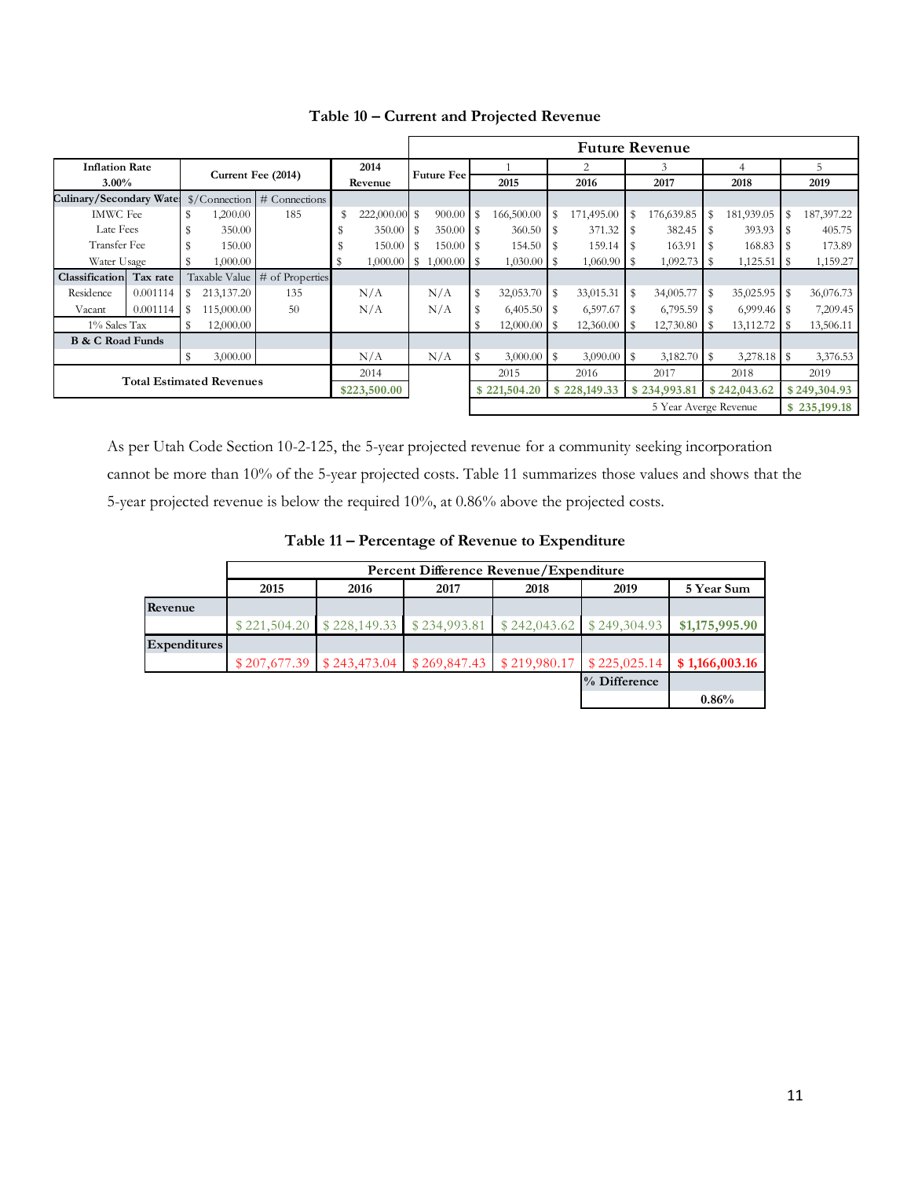**Table 10 – Current and Projected Revenue**

| Inflation Rate 3.00% | | Current Fee (2014) | | 2014 Revenue | Future Fee | Future Revenue 1 2015 | 2 2016 | 3 2017 | 4 2018 | 5 2019 |
|---|---|---|---|---|---|---|---|---|---|---|
| Culinary/Secondary Water | | $/Connection | # Connections | | | | | | | |
| IMWC Fee | | $ 1,200.00 | 185 | $ 222,000.00 | $ 900.00 | $ 166,500.00 | $ 171,495.00 | $ 176,639.85 | $ 181,939.05 | $ 187,397.22 |
| Late Fees | | $ 350.00 | | $ 350.00 | $ 350.00 | $ 360.50 | $ 371.32 | $ 382.45 | $ 393.93 | $ 405.75 |
| Transfer Fee | | $ 150.00 | | $ 150.00 | $ 150.00 | $ 154.50 | $ 159.14 | $ 163.91 | $ 168.83 | $ 173.89 |
| Water Usage | | $ 1,000.00 | | $ 1,000.00 | $ 1,000.00 | $ 1,030.00 | $ 1,060.90 | $ 1,092.73 | $ 1,125.51 | $ 1,159.27 |
| Classification | Tax rate | Taxable Value | # of Properties | | | | | | | |
| Residence | 0.001114 | $ 213,137.20 | 135 | N/A | N/A | $ 32,053.70 | $ 33,015.31 | $ 34,005.77 | $ 35,025.95 | $ 36,076.73 |
| Vacant | 0.001114 | $ 115,000.00 | 50 | N/A | N/A | $ 6,405.50 | $ 6,597.67 | $ 6,795.59 | $ 6,999.46 | $ 7,209.45 |
| 1% Sales Tax | | $ 12,000.00 | | | | $ 12,000.00 | $ 12,360.00 | $ 12,730.80 | $ 13,112.72 | $ 13,506.11 |
| B & C Road Funds | | | | | | | | | | |
| | | $ 3,000.00 | | N/A | N/A | $ 3,000.00 | $ 3,090.00 | $ 3,182.70 | $ 3,278.18 | $ 3,376.53 |
| Total Estimated Revenues | | | | 2014 | | 2015 | 2016 | 2017 | 2018 | 2019 |
| | | | | $223,500.00 | | $ 221,504.20 | $ 228,149.33 | $ 234,993.81 | $ 242,043.62 | $ 249,304.93 |
| | | | | | | 5 Year Averge Revenue | | | | $ 235,199.18 |

As per Utah Code Section 10-2-125, the 5-year projected revenue for a community seeking incorporation cannot be more than 10% of the 5-year projected costs. Table 11 summarizes those values and shows that the 5-year projected revenue is below the required 10%, at 0.86% above the projected costs.

**Table 11 – Percentage of Revenue to Expenditure**

| | Percent Difference Revenue/Expenditure | | | | | |
|---|---|---|---|---|---|---|
| | 2015 | 2016 | 2017 | 2018 | 2019 | 5 Year Sum |
| Revenue | | | | | | |
| | $ 221,504.20 | $ 228,149.33 | $ 234,993.81 | $ 242,043.62 | $ 249,304.93 | $1,175,995.90 |
| Expenditures | | | | | | |
| | $ 207,677.39 | $ 243,473.04 | $ 269,847.43 | $ 219,980.17 | $ 225,025.14 | $ 1,166,003.16 |
| | | | | | % Difference | |
| | | | | | | 0.86% |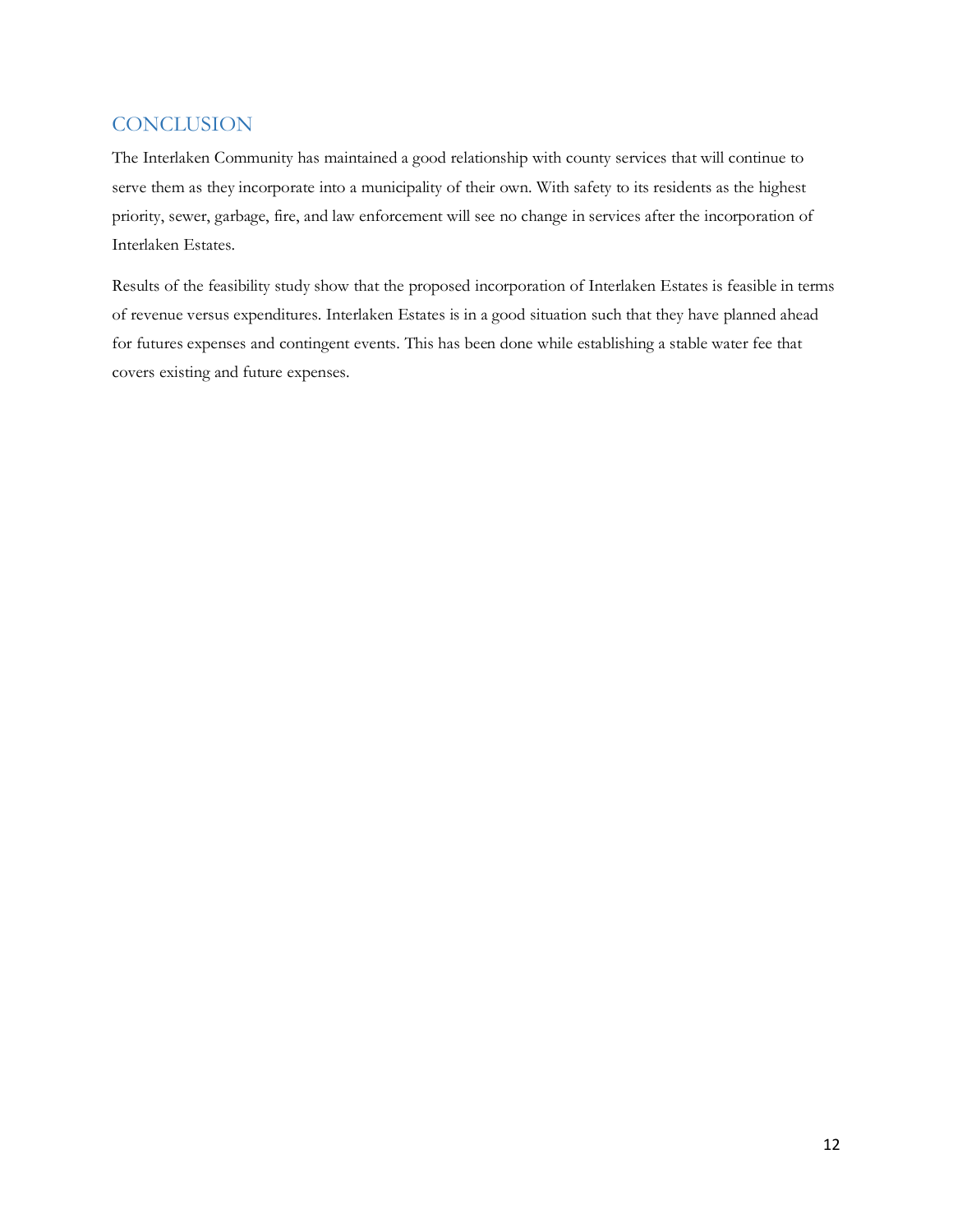## CONCLUSION

The Interlaken Community has maintained a good relationship with county services that will continue to serve them as they incorporate into a municipality of their own. With safety to its residents as the highest priority, sewer, garbage, fire, and law enforcement will see no change in services after the incorporation of Interlaken Estates.

Results of the feasibility study show that the proposed incorporation of Interlaken Estates is feasible in terms of revenue versus expenditures. Interlaken Estates is in a good situation such that they have planned ahead for futures expenses and contingent events. This has been done while establishing a stable water fee that covers existing and future expenses.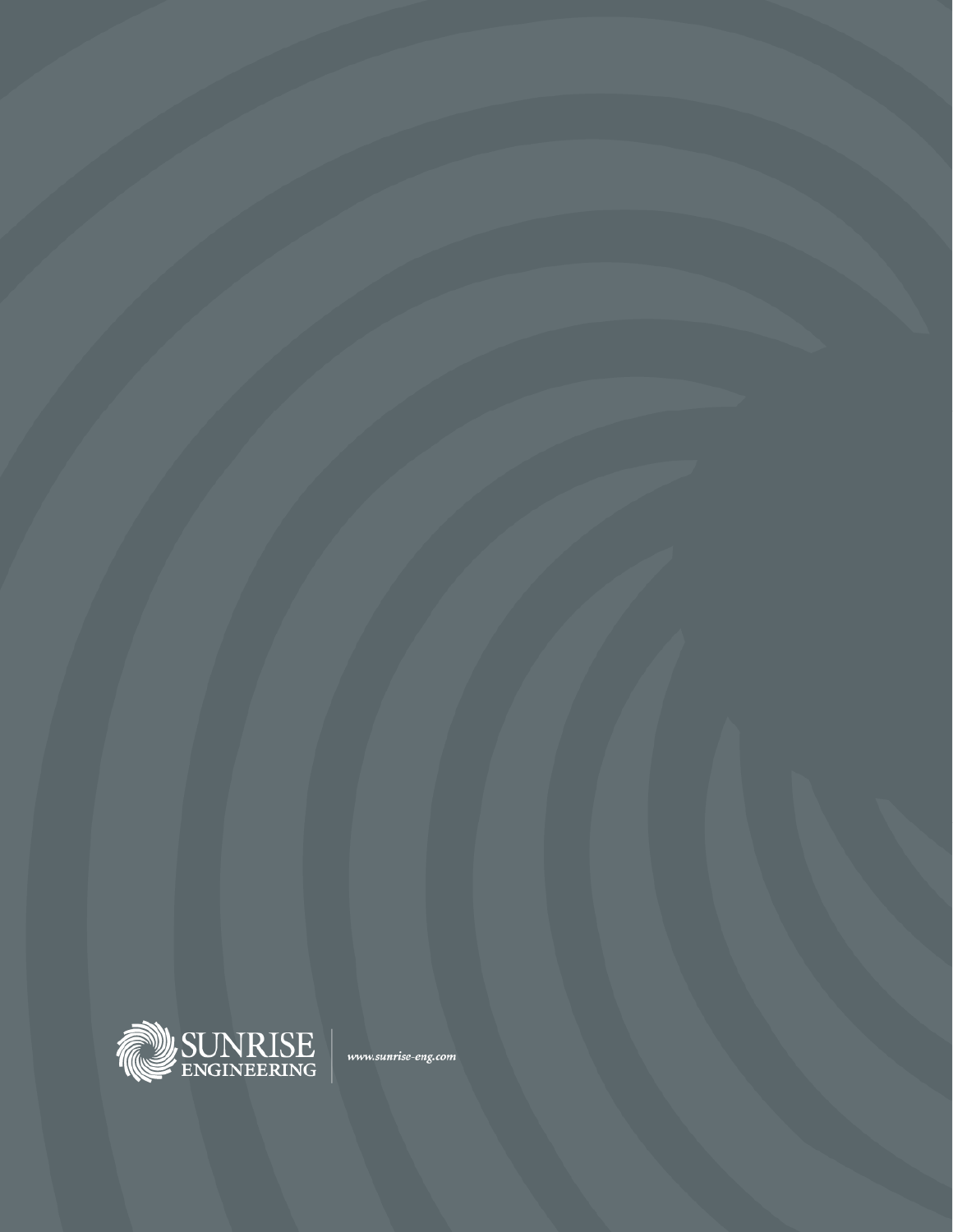SUNRISE ENGINEERING

www.sunrise-eng.com